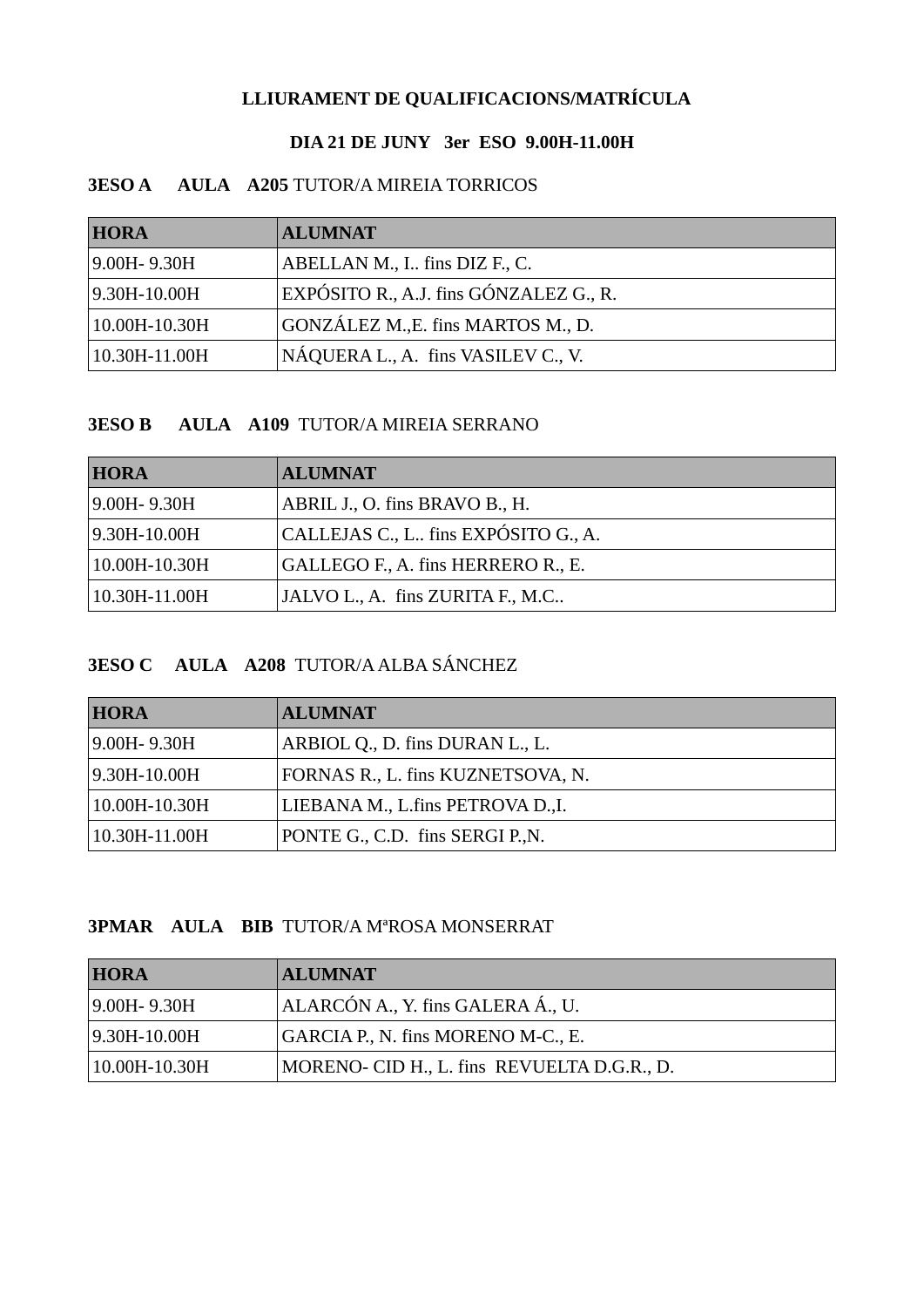**LLIURAMENT DE QUALIFICACIONS/MATRÍCULA**

**DIA 21 DE JUNY 3er ESO 9.00H-11.00H**

**3ESO A AULA A205** TUTOR/A MIREIA TORRICOS

| HORA | ALUMNAT |
|---|---|
| 9.00H- 9.30H | ABELLAN M., I.. fins DIZ F., C. |
| 9.30H-10.00H | EXPÓSITO R., A.J. fins GÓNZALEZ G., R. |
| 10.00H-10.30H | GONZÁLEZ M.,E. fins MARTOS M., D. |
| 10.30H-11.00H | NÁQUERA L., A. fins VASILEV C., V. |

**3ESO B AULA A109** TUTOR/A MIREIA SERRANO

| HORA | ALUMNAT |
|---|---|
| 9.00H- 9.30H | ABRIL J., O. fins BRAVO B., H. |
| 9.30H-10.00H | CALLEJAS C., L.. fins EXPÓSITO G., A. |
| 10.00H-10.30H | GALLEGO F., A. fins HERRERO R., E. |
| 10.30H-11.00H | JALVO L., A. fins ZURITA F., M.C.. |

**3ESO C AULA A208** TUTOR/A ALBA SÁNCHEZ

| HORA | ALUMNAT |
|---|---|
| 9.00H- 9.30H | ARBIOL Q., D. fins DURAN L., L. |
| 9.30H-10.00H | FORNAS R., L. fins KUZNETSOVA, N. |
| 10.00H-10.30H | LIEBANA M., L.fins PETROVA D.,I. |
| 10.30H-11.00H | PONTE G., C.D. fins SERGI P.,N. |

**3PMAR AULA BIB** TUTOR/A MªROSA MONSERRAT

| HORA | ALUMNAT |
|---|---|
| 9.00H- 9.30H | ALARCÓN A., Y. fins GALERA Á., U. |
| 9.30H-10.00H | GARCIA P., N. fins MORENO M-C., E. |
| 10.00H-10.30H | MORENO- CID H., L. fins REVUELTA D.G.R., D. |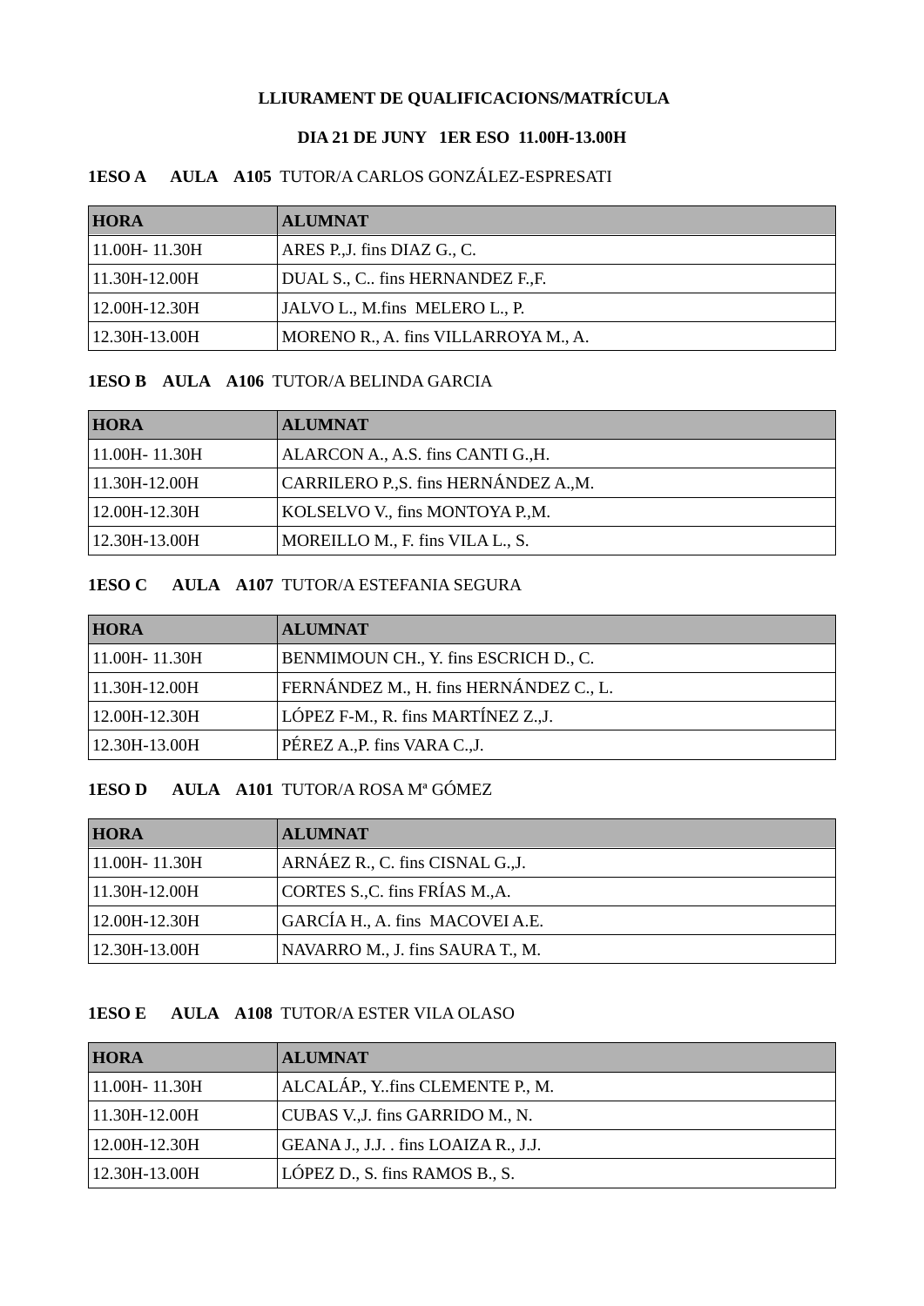**LLIURAMENT DE QUALIFICACIONS/MATRÍCULA**

**DIA 21 DE JUNY 1ER ESO 11.00H-13.00H**

**1ESO A AULA A105** TUTOR/A CARLOS GONZÁLEZ-ESPRESATI

| HORA | ALUMNAT |
|---|---|
| 11.00H- 11.30H | ARES P.,J. fins DIAZ G., C. |
| 11.30H-12.00H | DUAL S., C.. fins HERNANDEZ F.,F. |
| 12.00H-12.30H | JALVO L., M.fins MELERO L., P. |
| 12.30H-13.00H | MORENO R., A. fins VILLARROYA M., A. |

**1ESO B AULA A106** TUTOR/A BELINDA GARCIA

| HORA | ALUMNAT |
|---|---|
| 11.00H- 11.30H | ALARCON A., A.S. fins CANTI G.,H. |
| 11.30H-12.00H | CARRILERO P.,S. fins HERNÁNDEZ A.,M. |
| 12.00H-12.30H | KOLSELVO V., fins MONTOYA P.,M. |
| 12.30H-13.00H | MOREILLO M., F. fins VILA L., S. |

**1ESO C AULA A107** TUTOR/A ESTEFANIA SEGURA

| HORA | ALUMNAT |
|---|---|
| 11.00H- 11.30H | BENMIMOUN CH., Y. fins ESCRICH D., C. |
| 11.30H-12.00H | FERNÁNDEZ M., H. fins HERNÁNDEZ C., L. |
| 12.00H-12.30H | LÓPEZ F-M., R. fins MARTÍNEZ Z.,J. |
| 12.30H-13.00H | PÉREZ A.,P. fins VARA C.,J. |

**1ESO D AULA A101** TUTOR/A ROSA Mª GÓMEZ

| HORA | ALUMNAT |
|---|---|
| 11.00H- 11.30H | ARNÁEZ R., C. fins CISNAL G.,J. |
| 11.30H-12.00H | CORTES S.,C. fins FRÍAS M.,A. |
| 12.00H-12.30H | GARCÍA H., A. fins MACOVEI A.E. |
| 12.30H-13.00H | NAVARRO M., J. fins SAURA T., M. |

**1ESO E AULA A108** TUTOR/A ESTER VILA OLASO

| HORA | ALUMNAT |
|---|---|
| 11.00H- 11.30H | ALCALÁP., Y..fins CLEMENTE P., M. |
| 11.30H-12.00H | CUBAS V.,J. fins GARRIDO M., N. |
| 12.00H-12.30H | GEANA J., J.J. . fins LOAIZA R., J.J. |
| 12.30H-13.00H | LÓPEZ D., S. fins RAMOS B., S. |